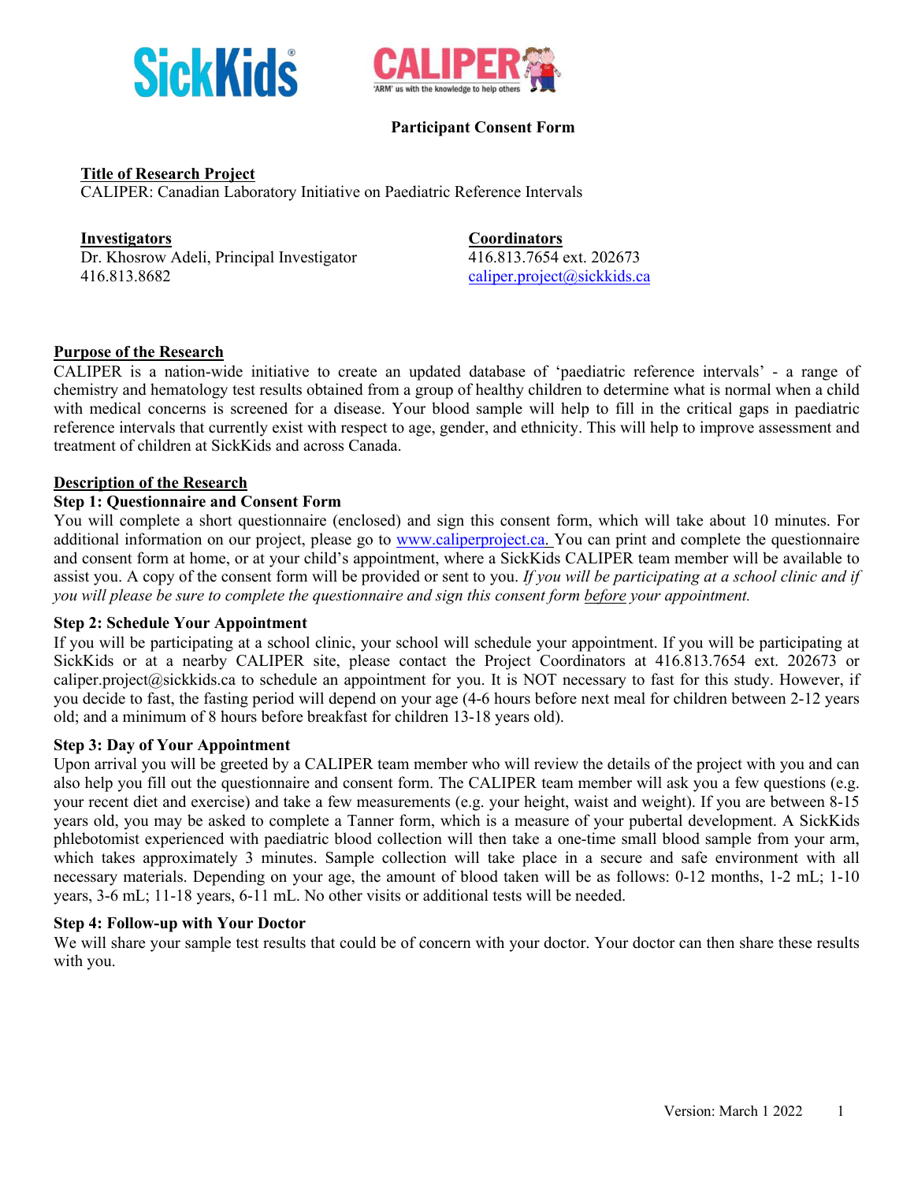**Participant Consent Form**

**Title of Research Project**
CALIPER: Canadian Laboratory Initiative on Paediatric Reference Intervals

| **Investigators** | **Coordinators** |
| --- | --- |
| Dr. Khosrow Adeli, Principal Investigator | 416.813.7654 ext. 202673 |
| 416.813.8682 | caliper.project@sickkids.ca |

## Purpose of the Research

CALIPER is a nation-wide initiative to create an updated database of 'paediatric reference intervals' - a range of chemistry and hematology test results obtained from a group of healthy children to determine what is normal when a child with medical concerns is screened for a disease. Your blood sample will help to fill in the critical gaps in paediatric reference intervals that currently exist with respect to age, gender, and ethnicity. This will help to improve assessment and treatment of children at SickKids and across Canada.

## Description of the Research

### Step 1: Questionnaire and Consent Form

You will complete a short questionnaire (enclosed) and sign this consent form, which will take about 10 minutes. For additional information on our project, please go to www.caliperproject.ca. You can print and complete the questionnaire and consent form at home, or at your child's appointment, where a SickKids CALIPER team member will be available to assist you. A copy of the consent form will be provided or sent to you. *If you will be participating at a school clinic and if you will please be sure to complete the questionnaire and sign this consent form before your appointment.*

### Step 2: Schedule Your Appointment

If you will be participating at a school clinic, your school will schedule your appointment. If you will be participating at SickKids or at a nearby CALIPER site, please contact the Project Coordinators at 416.813.7654 ext. 202673 or caliper.project@sickkids.ca to schedule an appointment for you. It is NOT necessary to fast for this study. However, if you decide to fast, the fasting period will depend on your age (4-6 hours before next meal for children between 2-12 years old; and a minimum of 8 hours before breakfast for children 13-18 years old).

### Step 3: Day of Your Appointment

Upon arrival you will be greeted by a CALIPER team member who will review the details of the project with you and can also help you fill out the questionnaire and consent form. The CALIPER team member will ask you a few questions (e.g. your recent diet and exercise) and take a few measurements (e.g. your height, waist and weight). If you are between 8-15 years old, you may be asked to complete a Tanner form, which is a measure of your pubertal development. A SickKids phlebotomist experienced with paediatric blood collection will then take a one-time small blood sample from your arm, which takes approximately 3 minutes. Sample collection will take place in a secure and safe environment with all necessary materials. Depending on your age, the amount of blood taken will be as follows: 0-12 months, 1-2 mL; 1-10 years, 3-6 mL; 11-18 years, 6-11 mL. No other visits or additional tests will be needed.

### Step 4: Follow-up with Your Doctor

We will share your sample test results that could be of concern with your doctor. Your doctor can then share these results with you.

Version: March 1 2022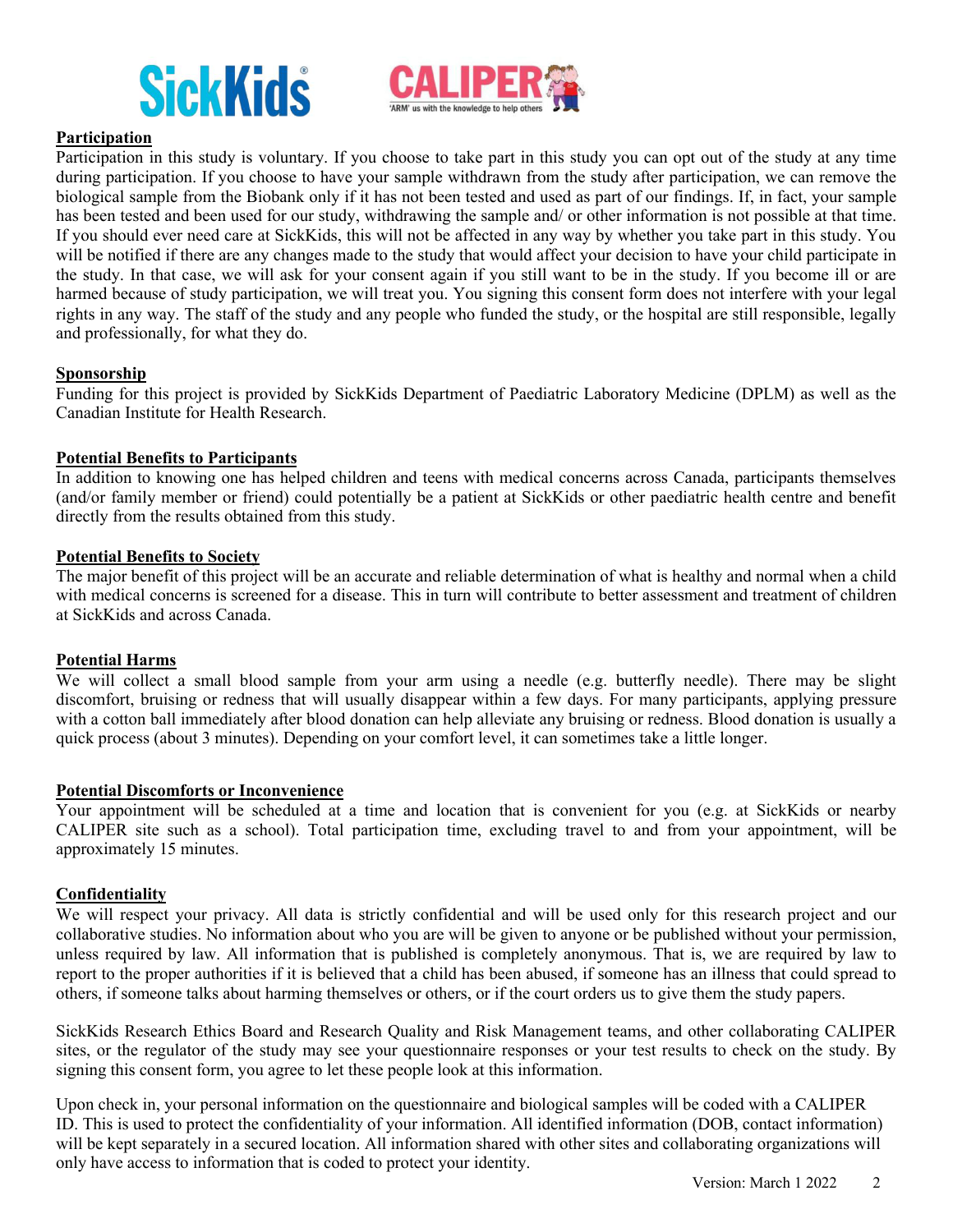## Participation

Participation in this study is voluntary. If you choose to take part in this study you can opt out of the study at any time during participation. If you choose to have your sample withdrawn from the study after participation, we can remove the biological sample from the Biobank only if it has not been tested and used as part of our findings. If, in fact, your sample has been tested and been used for our study, withdrawing the sample and/ or other information is not possible at that time. If you should ever need care at SickKids, this will not be affected in any way by whether you take part in this study. You will be notified if there are any changes made to the study that would affect your decision to have your child participate in the study. In that case, we will ask for your consent again if you still want to be in the study. If you become ill or are harmed because of study participation, we will treat you. You signing this consent form does not interfere with your legal rights in any way. The staff of the study and any people who funded the study, or the hospital are still responsible, legally and professionally, for what they do.

## Sponsorship

Funding for this project is provided by SickKids Department of Paediatric Laboratory Medicine (DPLM) as well as the Canadian Institute for Health Research.

## Potential Benefits to Participants

In addition to knowing one has helped children and teens with medical concerns across Canada, participants themselves (and/or family member or friend) could potentially be a patient at SickKids or other paediatric health centre and benefit directly from the results obtained from this study.

## Potential Benefits to Society

The major benefit of this project will be an accurate and reliable determination of what is healthy and normal when a child with medical concerns is screened for a disease. This in turn will contribute to better assessment and treatment of children at SickKids and across Canada.

## Potential Harms

We will collect a small blood sample from your arm using a needle (e.g. butterfly needle). There may be slight discomfort, bruising or redness that will usually disappear within a few days. For many participants, applying pressure with a cotton ball immediately after blood donation can help alleviate any bruising or redness. Blood donation is usually a quick process (about 3 minutes). Depending on your comfort level, it can sometimes take a little longer.

## Potential Discomforts or Inconvenience

Your appointment will be scheduled at a time and location that is convenient for you (e.g. at SickKids or nearby CALIPER site such as a school). Total participation time, excluding travel to and from your appointment, will be approximately 15 minutes.

## Confidentiality

We will respect your privacy. All data is strictly confidential and will be used only for this research project and our collaborative studies. No information about who you are will be given to anyone or be published without your permission, unless required by law. All information that is published is completely anonymous. That is, we are required by law to report to the proper authorities if it is believed that a child has been abused, if someone has an illness that could spread to others, if someone talks about harming themselves or others, or if the court orders us to give them the study papers.

SickKids Research Ethics Board and Research Quality and Risk Management teams, and other collaborating CALIPER sites, or the regulator of the study may see your questionnaire responses or your test results to check on the study. By signing this consent form, you agree to let these people look at this information.

Upon check in, your personal information on the questionnaire and biological samples will be coded with a CALIPER ID. This is used to protect the confidentiality of your information. All identified information (DOB, contact information) will be kept separately in a secured location. All information shared with other sites and collaborating organizations will only have access to information that is coded to protect your identity.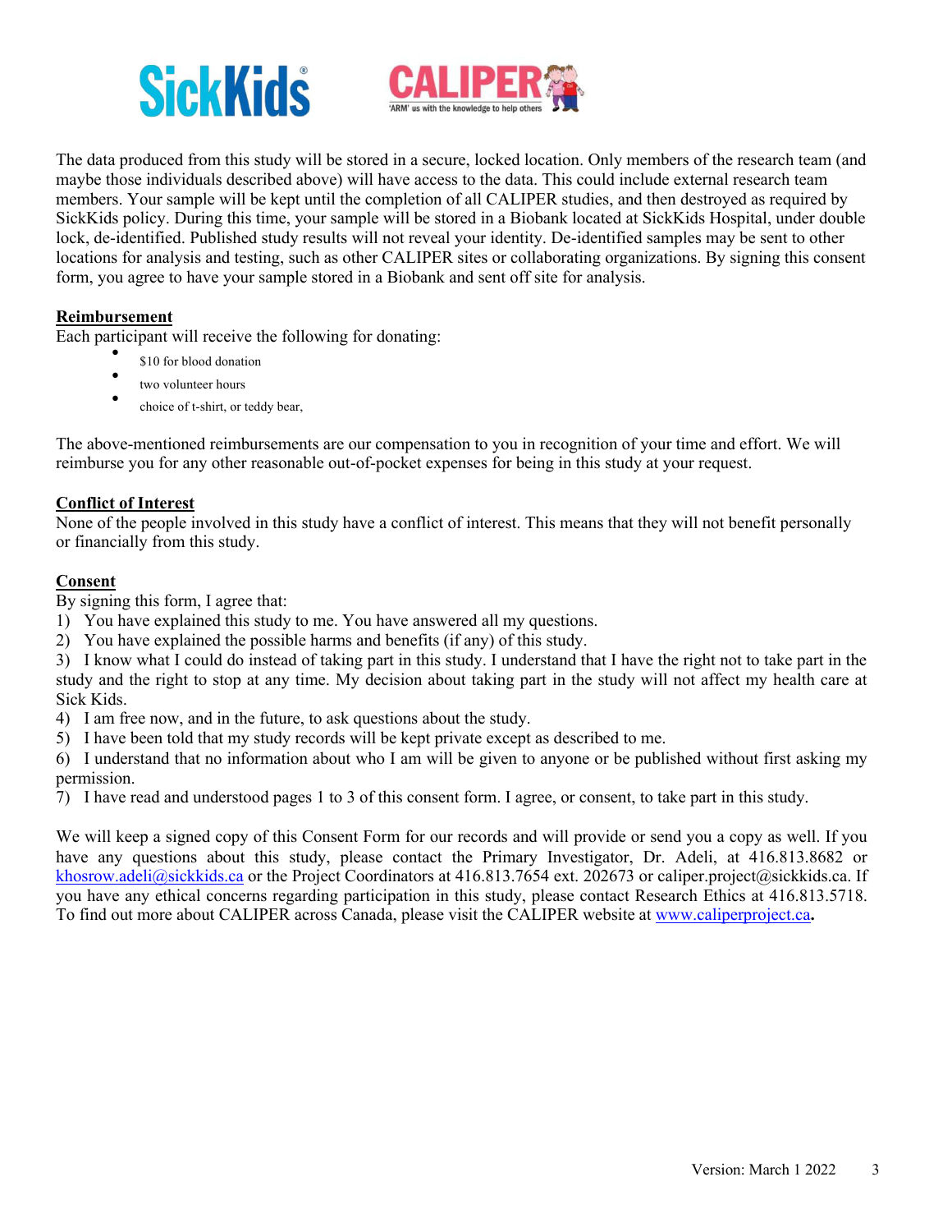The data produced from this study will be stored in a secure, locked location. Only members of the research team (and maybe those individuals described above) will have access to the data. This could include external research team members. Your sample will be kept until the completion of all CALIPER studies, and then destroyed as required by SickKids policy. During this time, your sample will be stored in a Biobank located at SickKids Hospital, under double lock, de-identified. Published study results will not reveal your identity. De-identified samples may be sent to other locations for analysis and testing, such as other CALIPER sites or collaborating organizations. By signing this consent form, you agree to have your sample stored in a Biobank and sent off site for analysis.

**Reimbursement**

Each participant will receive the following for donating:

- $10 for blood donation
- two volunteer hours
- choice of t-shirt, or teddy bear,

The above-mentioned reimbursements are our compensation to you in recognition of your time and effort. We will reimburse you for any other reasonable out-of-pocket expenses for being in this study at your request.

**Conflict of Interest**

None of the people involved in this study have a conflict of interest. This means that they will not benefit personally or financially from this study.

**Consent**

By signing this form, I agree that:

1) You have explained this study to me. You have answered all my questions.
2) You have explained the possible harms and benefits (if any) of this study.
3) I know what I could do instead of taking part in this study. I understand that I have the right not to take part in the study and the right to stop at any time. My decision about taking part in the study will not affect my health care at Sick Kids.
4) I am free now, and in the future, to ask questions about the study.
5) I have been told that my study records will be kept private except as described to me.
6) I understand that no information about who I am will be given to anyone or be published without first asking my permission.
7) I have read and understood pages 1 to 3 of this consent form. I agree, or consent, to take part in this study.

We will keep a signed copy of this Consent Form for our records and will provide or send you a copy as well. If you have any questions about this study, please contact the Primary Investigator, Dr. Adeli, at 416.813.8682 or khosrow.adeli@sickkids.ca or the Project Coordinators at 416.813.7654 ext. 202673 or caliper.project@sickkids.ca. If you have any ethical concerns regarding participation in this study, please contact Research Ethics at 416.813.5718. To find out more about CALIPER across Canada, please visit the CALIPER website at www.caliperproject.ca**.**

Version: March 1 2022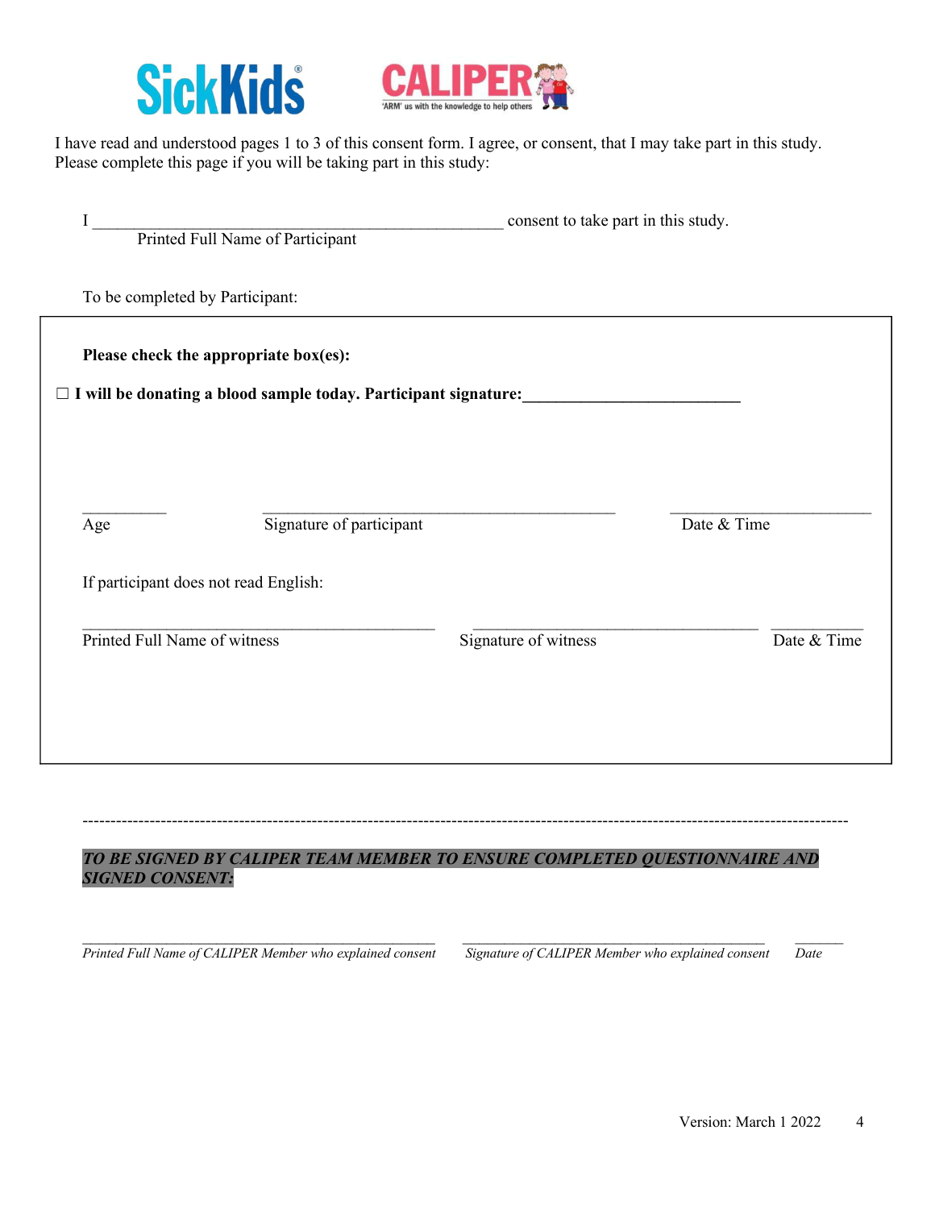I have read and understood pages 1 to 3 of this consent form. I agree, or consent, that I may take part in this study. Please complete this page if you will be taking part in this study:

I \_\_\_\_\_\_\_\_\_\_\_\_\_\_\_\_\_\_\_\_\_\_\_\_\_\_\_\_\_\_\_\_\_\_\_\_\_\_\_\_\_\_\_\_\_\_\_\_\_\_ consent to take part in this study.
Printed Full Name of Participant

To be completed by Participant:

**Please check the appropriate box(es):**

☐ **I will be donating a blood sample today. Participant signature:\_\_\_\_\_\_\_\_\_\_\_\_\_\_\_\_\_\_\_\_\_\_\_\_\_\_**

| | | |
|---|---|---|
| \_\_\_\_\_\_\_\_\_\_ | \_\_\_\_\_\_\_\_\_\_\_\_\_\_\_\_\_\_\_\_\_\_\_\_\_\_\_\_\_\_\_\_\_\_\_\_\_\_\_\_\_\_\_\_ | \_\_\_\_\_\_\_\_\_\_\_\_\_\_\_\_\_\_\_\_\_\_\_\_\_ |
| Age | Signature of participant | Date & Time |

If participant does not read English:

| | | |
|---|---|---|
| \_\_\_\_\_\_\_\_\_\_\_\_\_\_\_\_\_\_\_\_\_\_\_\_\_\_\_\_\_\_\_\_\_\_\_\_\_\_\_\_\_\_\_\_ | \_\_\_\_\_\_\_\_\_\_\_\_\_\_\_\_\_\_\_\_\_\_\_\_\_\_\_\_\_\_\_\_\_\_\_\_ | \_\_\_\_\_\_\_\_\_\_\_ |
| Printed Full Name of witness | Signature of witness | Date & Time |

---

***TO BE SIGNED BY CALIPER TEAM MEMBER TO ENSURE COMPLETED QUESTIONNAIRE AND SIGNED CONSENT:***

| | | |
|---|---|---|
| \_\_\_\_\_\_\_\_\_\_\_\_\_\_\_\_\_\_\_\_\_\_\_\_\_\_\_\_\_\_\_\_\_\_\_\_\_\_\_\_\_\_\_\_ | \_\_\_\_\_\_\_\_\_\_\_\_\_\_\_\_\_\_\_\_\_\_\_\_\_\_\_\_\_\_\_\_\_\_\_\_\_\_\_\_ | \_\_\_\_\_\_ |
| *Printed Full Name of CALIPER Member who explained consent* | *Signature of CALIPER Member who explained consent* | *Date* |

Version: March 1 2022